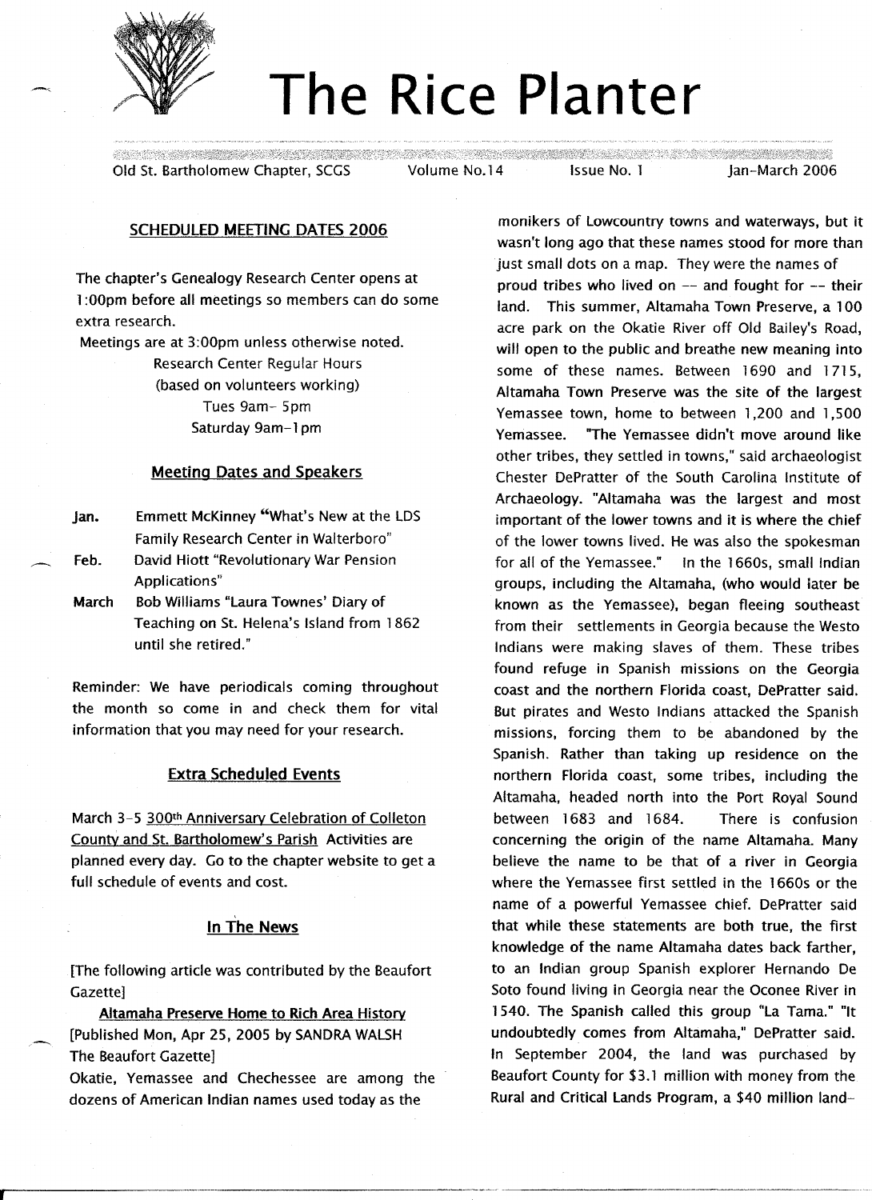# The Rice Planter

Old St. Bartholomew Chapter, SCGS Volume No.14 Issue No. 1 Jan-March 2006

## SCHEDULED MEETING DATES 2006

The chapter's Genealogy Research Center opens at 1:00pm before all meetings so members can do some extra research.

Meetings are at 3:00pm unless otherwise noted.

Research Center Regular Hours
(based on volunteers working)
Tues 9am- 5pm
Saturday 9am-1pm

### Meeting Dates and Speakers

**Jan.** Emmett McKinney "What's New at the LDS Family Research Center in Walterboro"

**Feb.** David Hiott "Revolutionary War Pension Applications"

**March** Bob Williams "Laura Townes' Diary of Teaching on St. Helena's Island from 1862 until she retired."

Reminder: We have periodicals coming throughout the month so come in and check them for vital information that you may need for your research.

### Extra Scheduled Events

March 3-5 300th Anniversary Celebration of Colleton County and St. Bartholomew's Parish Activities are planned every day. Go to the chapter website to get a full schedule of events and cost.

### In The News

[The following article was contributed by the Beaufort Gazette]

**Altamaha Preserve Home to Rich Area History**
[Published Mon, Apr 25, 2005 by SANDRA WALSH
The Beaufort Gazette]

Okatie, Yemassee and Chechessee are among the dozens of American Indian names used today as the monikers of Lowcountry towns and waterways, but it wasn't long ago that these names stood for more than just small dots on a map. They were the names of proud tribes who lived on -- and fought for -- their land. This summer, Altamaha Town Preserve, a 100 acre park on the Okatie River off Old Bailey's Road, will open to the public and breathe new meaning into some of these names. Between 1690 and 1715, Altamaha Town Preserve was the site of the largest Yemassee town, home to between 1,200 and 1,500 Yemassee. "The Yemassee didn't move around like other tribes, they settled in towns," said archaeologist Chester DePratter of the South Carolina Institute of Archaeology. "Altamaha was the largest and most important of the lower towns and it is where the chief of the lower towns lived. He was also the spokesman for all of the Yemassee." In the 1660s, small Indian groups, including the Altamaha, (who would later be known as the Yemassee), began fleeing southeast from their settlements in Georgia because the Westo Indians were making slaves of them. These tribes found refuge in Spanish missions on the Georgia coast and the northern Florida coast, DePratter said. But pirates and Westo Indians attacked the Spanish missions, forcing them to be abandoned by the Spanish. Rather than taking up residence on the northern Florida coast, some tribes, including the Altamaha, headed north into the Port Royal Sound between 1683 and 1684. There is confusion concerning the origin of the name Altamaha. Many believe the name to be that of a river in Georgia where the Yemassee first settled in the 1660s or the name of a powerful Yemassee chief. DePratter said that while these statements are both true, the first knowledge of the name Altamaha dates back farther, to an Indian group Spanish explorer Hernando De Soto found living in Georgia near the Oconee River in 1540. The Spanish called this group "La Tama." "It undoubtedly comes from Altamaha," DePratter said. In September 2004, the land was purchased by Beaufort County for $3.1 million with money from the Rural and Critical Lands Program, a $40 million land-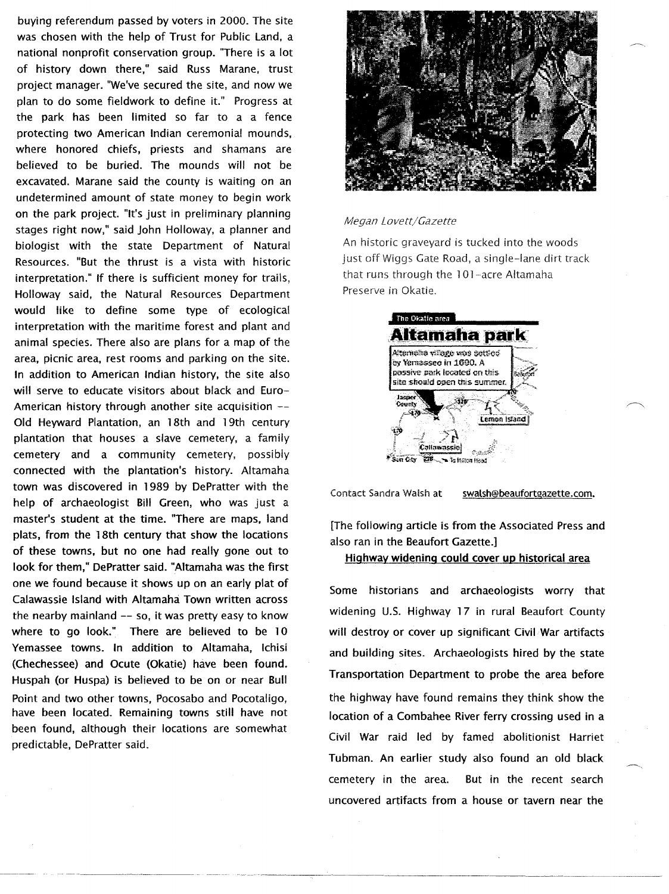buying referendum passed by voters in 2000. The site was chosen with the help of Trust for Public Land, a national nonprofit conservation group. "There is a lot of history down there," said Russ Marane, trust project manager. "We've secured the site, and now we plan to do some fieldwork to define it." Progress at the park has been limited so far to a a fence protecting two American Indian ceremonial mounds, where honored chiefs, priests and shamans are believed to be buried. The mounds will not be excavated. Marane said the county is waiting on an undetermined amount of state money to begin work on the park project. "It's just in preliminary planning stages right now," said John Holloway, a planner and biologist with the state Department of Natural Resources. "But the thrust is a vista with historic interpretation." If there is sufficient money for trails, Holloway said, the Natural Resources Department would like to define some type of ecological interpretation with the maritime forest and plant and animal species. There also are plans for a map of the area, picnic area, rest rooms and parking on the site. In addition to American Indian history, the site also will serve to educate visitors about black and Euro-American history through another site acquisition -- Old Heyward Plantation, an 18th and 19th century plantation that houses a slave cemetery, a family cemetery and a community cemetery, possibly connected with the plantation's history. Altamaha town was discovered in 1989 by DePratter with the help of archaeologist Bill Green, who was just a master's student at the time. "There are maps, land plats, from the 18th century that show the locations of these towns, but no one had really gone out to look for them," DePratter said. "Altamaha was the first one we found because it shows up on an early plat of Calawassie Island with Altamaha Town written across the nearby mainland -- so, it was pretty easy to know where to go look." There are believed to be 10 Yemassee towns. In addition to Altamaha, Ichisi (Chechessee) and Ocute (Okatie) have been found. Huspah (or Huspa) is believed to be on or near Bull Point and two other towns, Pocosabo and Pocotaligo, have been located. Remaining towns still have not been found, although their locations are somewhat predictable, DePratter said.

*Megan Lovett/Gazette*

An historic graveyard is tucked into the woods just off Wiggs Gate Road, a single-lane dirt track that runs through the 101-acre Altamaha Preserve in Okatie.

The Okatie area

**Altamaha park**

Altamaha village was settled by Yemassee in 1690. A passive park located on this site should open this summer.

Contact Sandra Walsh at swalsh@beaufortgazette.com.

[The following article is from the Associated Press and also ran in the Beaufort Gazette.]

**Highway widening could cover up historical area**

Some historians and archaeologists worry that widening U.S. Highway 17 in rural Beaufort County will destroy or cover up significant Civil War artifacts and building sites. Archaeologists hired by the state Transportation Department to probe the area before the highway have found remains they think show the location of a Combahee River ferry crossing used in a Civil War raid led by famed abolitionist Harriet Tubman. An earlier study also found an old black cemetery in the area. But in the recent search uncovered artifacts from a house or tavern near the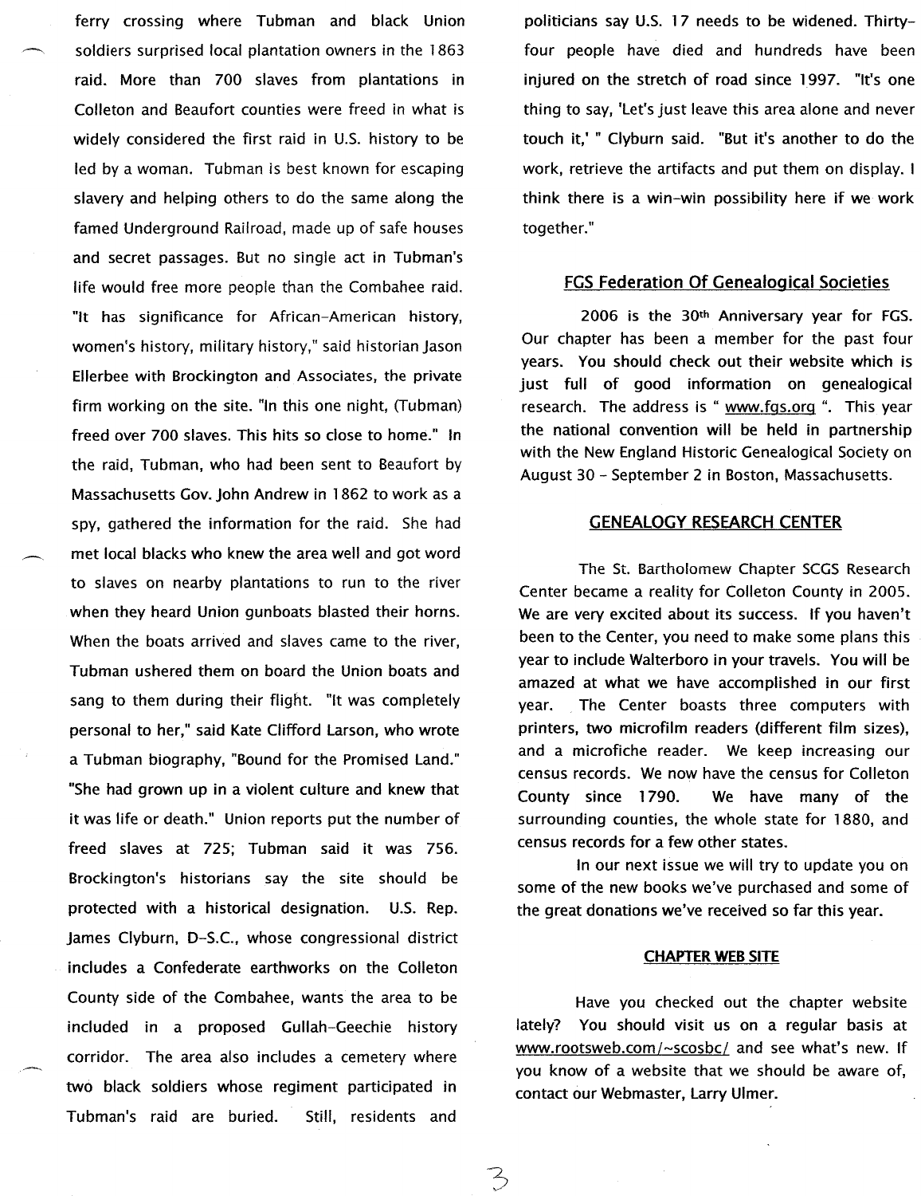ferry crossing where Tubman and black Union soldiers surprised local plantation owners in the 1863 raid. More than 700 slaves from plantations in Colleton and Beaufort counties were freed in what is widely considered the first raid in U.S. history to be led by a woman. Tubman is best known for escaping slavery and helping others to do the same along the famed Underground Railroad, made up of safe houses and secret passages. But no single act in Tubman's life would free more people than the Combahee raid. "It has significance for African-American history, women's history, military history," said historian Jason Ellerbee with Brockington and Associates, the private firm working on the site. "In this one night, (Tubman) freed over 700 slaves. This hits so close to home." In the raid, Tubman, who had been sent to Beaufort by Massachusetts Gov. John Andrew in 1862 to work as a spy, gathered the information for the raid. She had met local blacks who knew the area well and got word to slaves on nearby plantations to run to the river when they heard Union gunboats blasted their horns. When the boats arrived and slaves came to the river, Tubman ushered them on board the Union boats and sang to them during their flight. "It was completely personal to her," said Kate Clifford Larson, who wrote a Tubman biography, "Bound for the Promised Land." "She had grown up in a violent culture and knew that it was life or death." Union reports put the number of freed slaves at 725; Tubman said it was 756. Brockington's historians say the site should be protected with a historical designation. U.S. Rep. James Clyburn, D-S.C., whose congressional district includes a Confederate earthworks on the Colleton County side of the Combahee, wants the area to be included in a proposed Gullah-Geechie history corridor. The area also includes a cemetery where two black soldiers whose regiment participated in Tubman's raid are buried. Still, residents and politicians say U.S. 17 needs to be widened. Thirty-four people have died and hundreds have been injured on the stretch of road since 1997. "It's one thing to say, 'Let's just leave this area alone and never touch it,' " Clyburn said. "But it's another to do the work, retrieve the artifacts and put them on display. I think there is a win-win possibility here if we work together."

## FGS Federation Of Genealogical Societies

2006 is the 30th Anniversary year for FGS. Our chapter has been a member for the past four years. You should check out their website which is just full of good information on genealogical research. The address is " www.fgs.org ". This year the national convention will be held in partnership with the New England Historic Genealogical Society on August 30 - September 2 in Boston, Massachusetts.

## GENEALOGY RESEARCH CENTER

The St. Bartholomew Chapter SCGS Research Center became a reality for Colleton County in 2005. We are very excited about its success. If you haven't been to the Center, you need to make some plans this year to include Walterboro in your travels. You will be amazed at what we have accomplished in our first year. The Center boasts three computers with printers, two microfilm readers (different film sizes), and a microfiche reader. We keep increasing our census records. We now have the census for Colleton County since 1790. We have many of the surrounding counties, the whole state for 1880, and census records for a few other states.

In our next issue we will try to update you on some of the new books we've purchased and some of the great donations we've received so far this year.

## CHAPTER WEB SITE

Have you checked out the chapter website lately? You should visit us on a regular basis at www.rootsweb.com/~scosbc/ and see what's new. If you know of a website that we should be aware of, contact our Webmaster, Larry Ulmer.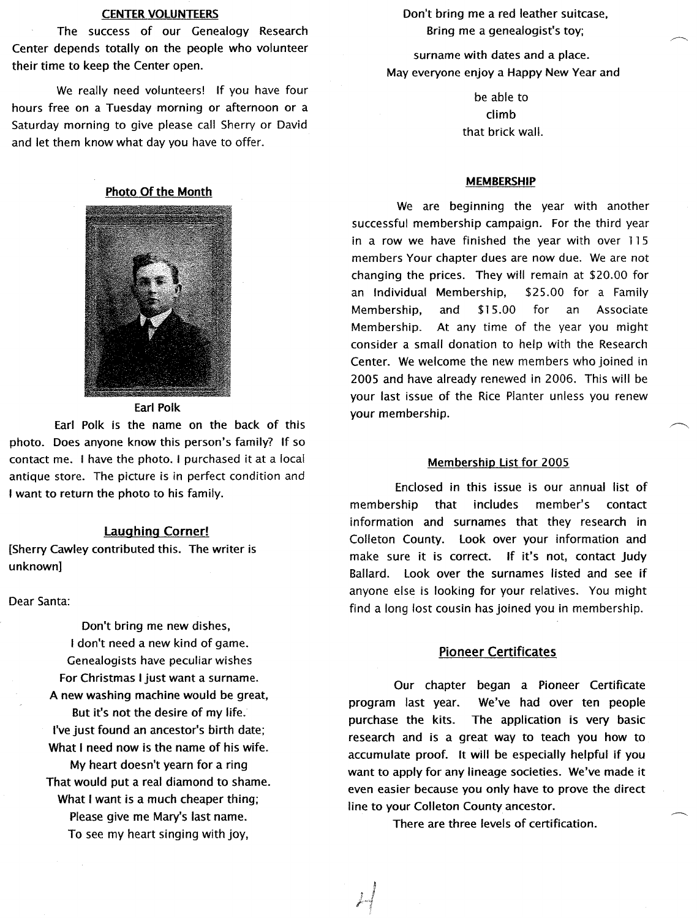## CENTER VOLUNTEERS

The success of our Genealogy Research Center depends totally on the people who volunteer their time to keep the Center open.

We really need volunteers! If you have four hours free on a Tuesday morning or afternoon or a Saturday morning to give please call Sherry or David and let them know what day you have to offer.

## Photo Of the Month

**Earl Polk**

Earl Polk is the name on the back of this photo. Does anyone know this person's family? If so contact me. I have the photo. I purchased it at a local antique store. The picture is in perfect condition and I want to return the photo to his family.

## Laughing Corner!

[Sherry Cawley contributed this. The writer is unknown]

Dear Santa:

Don't bring me new dishes,
I don't need a new kind of game.
Genealogists have peculiar wishes
For Christmas I just want a surname.
A new washing machine would be great,
But it's not the desire of my life.
I've just found an ancestor's birth date;
What I need now is the name of his wife.
My heart doesn't yearn for a ring
That would put a real diamond to shame.
What I want is a much cheaper thing;
Please give me Mary's last name.
To see my heart singing with joy,
Don't bring me a red leather suitcase,
Bring me a genealogist's toy;
surname with dates and a place.
May everyone enjoy a Happy New Year and
be able to
climb
that brick wall.

## MEMBERSHIP

We are beginning the year with another successful membership campaign. For the third year in a row we have finished the year with over 115 members Your chapter dues are now due. We are not changing the prices. They will remain at $20.00 for an Individual Membership, $25.00 for a Family Membership, and $15.00 for an Associate Membership. At any time of the year you might consider a small donation to help with the Research Center. We welcome the new members who joined in 2005 and have already renewed in 2006. This will be your last issue of the Rice Planter unless you renew your membership.

## Membership List for 2005

Enclosed in this issue is our annual list of membership that includes member's contact information and surnames that they research in Colleton County. Look over your information and make sure it is correct. If it's not, contact Judy Ballard. Look over the surnames listed and see if anyone else is looking for your relatives. You might find a long lost cousin has joined you in membership.

## Pioneer Certificates

Our chapter began a Pioneer Certificate program last year. We've had over ten people purchase the kits. The application is very basic research and is a great way to teach you how to accumulate proof. It will be especially helpful if you want to apply for any lineage societies. We've made it even easier because you only have to prove the direct line to your Colleton County ancestor.

There are three levels of certification.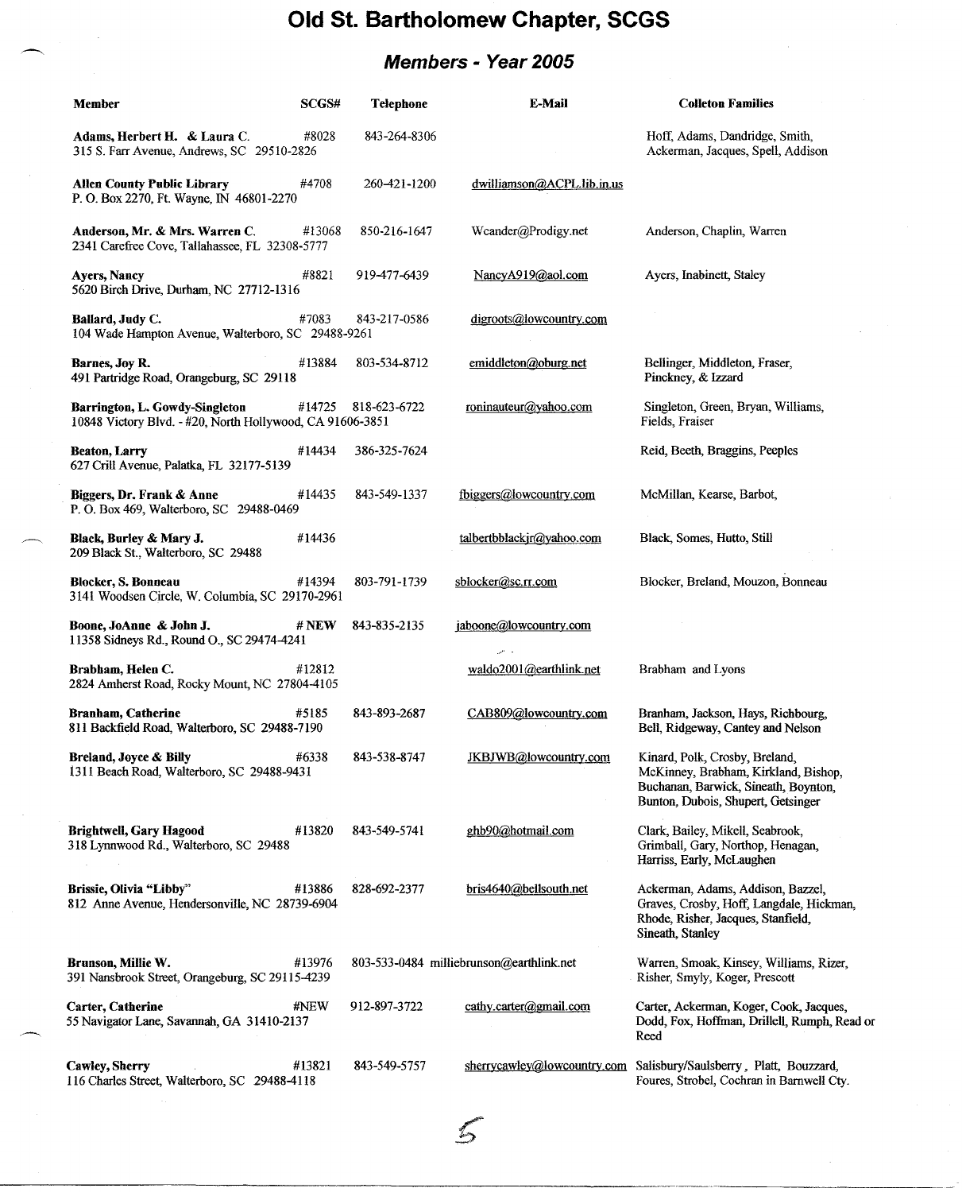# Old St. Bartholomew Chapter, SCGS

## *Members - Year 2005*

| Member | SCGS# | Telephone | E-Mail | Colleton Families |
|---|---|---|---|---|
| **Adams, Herbert H. & Laura C.**<br>315 S. Farr Avenue, Andrews, SC 29510-2826 | #8028 | 843-264-8306 | | Hoff, Adams, Dandridge, Smith, Ackerman, Jacques, Spell, Addison |
| **Allen County Public Library**<br>P. O. Box 2270, Ft. Wayne, IN 46801-2270 | #4708 | 260-421-1200 | dwilliamson@ACPL.lib.in.us | |
| **Anderson, Mr. & Mrs. Warren C.**<br>2341 Carefree Cove, Tallahassee, FL 32308-5777 | #13068 | 850-216-1647 | Wcander@Prodigy.net | Anderson, Chaplin, Warren |
| **Ayers, Nancy**<br>5620 Birch Drive, Durham, NC 27712-1316 | #8821 | 919-477-6439 | NancyA919@aol.com | Ayers, Inabinett, Staley |
| **Ballard, Judy C.**<br>104 Wade Hampton Avenue, Walterboro, SC 29488-9261 | #7083 | 843-217-0586 | digroots@lowcountry.com | |
| **Barnes, Joy R.**<br>491 Partridge Road, Orangeburg, SC 29118 | #13884 | 803-534-8712 | emiddleton@oburg.net | Bellinger, Middleton, Fraser, Pinckney, & Izzard |
| **Barrington, L. Gowdy-Singleton**<br>10848 Victory Blvd. - #20, North Hollywood, CA 91606-3851 | #14725 | 818-623-6722 | roninauteur@yahoo.com | Singleton, Green, Bryan, Williams, Fields, Fraiser |
| **Beaton, Larry**<br>627 Crill Avenue, Palatka, FL 32177-5139 | #14434 | 386-325-7624 | | Reid, Beeth, Braggins, Peeples |
| **Biggers, Dr. Frank & Anne**<br>P. O. Box 469, Walterboro, SC 29488-0469 | #14435 | 843-549-1337 | fbiggers@lowcountry.com | McMillan, Kearse, Barbot, |
| **Black, Burley & Mary J.**<br>209 Black St., Walterboro, SC 29488 | #14436 | | talbertbblackjr@yahoo.com | Black, Somes, Hutto, Still |
| **Blocker, S. Bonneau**<br>3141 Woodsen Circle, W. Columbia, SC 29170-2961 | #14394 | 803-791-1739 | sblocker@sc.rr.com | Blocker, Breland, Mouzon, Bonneau |
| **Boone, JoAnne & John J.**<br>11358 Sidneys Rd., Round O., SC 29474-4241 | # NEW | 843-835-2135 | jaboone@lowcountry.com | |
| **Brabham, Helen C.**<br>2824 Amherst Road, Rocky Mount, NC 27804-4105 | #12812 | | waldo2001@earthlink.net | Brabham and Lyons |
| **Branham, Catherine**<br>811 Backfield Road, Walterboro, SC 29488-7190 | #5185 | 843-893-2687 | CAB809@lowcountry.com | Branham, Jackson, Hays, Richbourg, Bell, Ridgeway, Cantey and Nelson |
| **Breland, Joyce & Billy**<br>1311 Beach Road, Walterboro, SC 29488-9431 | #6338 | 843-538-8747 | JKBJWB@lowcountry.com | Kinard, Polk, Crosby, Breland, McKinney, Brabham, Kirkland, Bishop, Buchanan, Barwick, Sineath, Boynton, Bunton, Dubois, Shupert, Getsinger |
| **Brightwell, Gary Hagood**<br>318 Lynnwood Rd., Walterboro, SC 29488 | #13820 | 843-549-5741 | ghb90@hotmail.com | Clark, Bailey, Mikell, Seabrook, Grimball, Gary, Northop, Henagan, Harriss, Early, McLaughen |
| **Brissie, Olivia "Libby"**<br>812 Anne Avenue, Hendersonville, NC 28739-6904 | #13886 | 828-692-2377 | bris4640@bellsouth.net | Ackerman, Adams, Addison, Bazzel, Graves, Crosby, Hoff, Langdale, Hickman, Rhode, Risher, Jacques, Stanfield, Sineath, Stanley |
| **Brunson, Millie W.**<br>391 Nansbrook Street, Orangeburg, SC 29115-4239 | #13976 | 803-533-0484 | milliebrunson@earthlink.net | Warren, Smoak, Kinsey, Williams, Rizer, Risher, Smyly, Koger, Prescott |
| **Carter, Catherine**<br>55 Navigator Lane, Savannah, GA 31410-2137 | #NEW | 912-897-3722 | cathy.carter@gmail.com | Carter, Ackerman, Koger, Cook, Jacques, Dodd, Fox, Hoffman, Drillell, Rumph, Read or Reed |
| **Cawley, Sherry**<br>116 Charles Street, Walterboro, SC 29488-4118 | #13821 | 843-549-5757 | sherrycawley@lowcountry.com | Salisbury/Saulsberry, Platt, Bouzzard, Foures, Strobel, Cochran in Barnwell Cty. |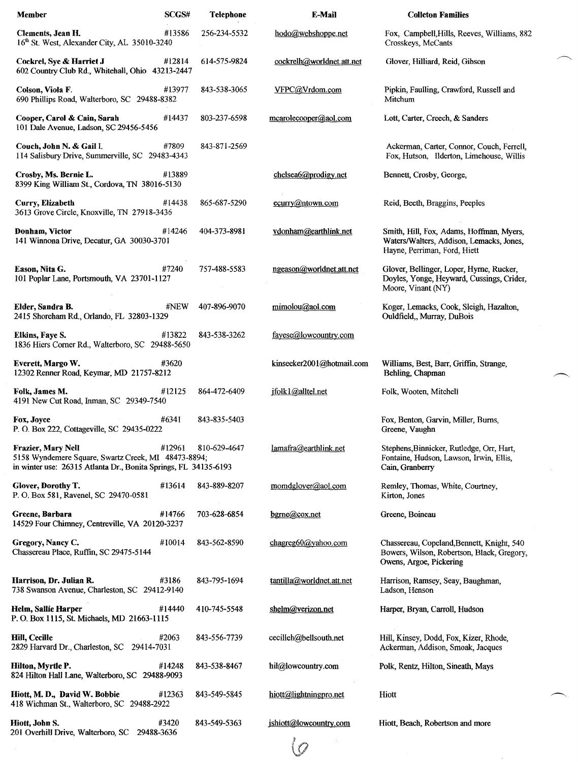| Member | SCGS# | Telephone | E-Mail | Colleton Families |
|---|---|---|---|---|
| **Clements, Jean H.** 16th St. West, Alexander City, AL 35010-3240 | #13586 | 256-234-5532 | hodo@webshoppe.net | Fox, Campbell,Hills, Reeves, Williams, 882 Crosskeys, McCants |
| **Cockrel, Sye & Harriet J** 602 Country Club Rd., Whitehall, Ohio 43213-2447 | #12814 | 614-575-9824 | cockrelh@worldnet.att.net | Glover, Hilliard, Reid, Gibson |
| **Colson, Viola F.** 690 Phillips Road, Walterboro, SC 29488-8382 | #13977 | 843-538-3065 | VFPC@Vrdom.com | Pipkin, Faulling, Crawford, Russell and Mitchum |
| **Cooper, Carol & Cain, Sarah** 101 Dale Avenue, Ladson, SC 29456-5456 | #14437 | 803-237-6598 | mcarolecooper@aol.com | Lott, Carter, Creech, & Sanders |
| **Couch, John N. & Gail I.** 114 Salisbury Drive, Summerville, SC 29483-4343 | #7809 | 843-871-2569 | | Ackerman, Carter, Connor, Couch, Ferrell, Fox, Hutson, Ilderton, Limehouse, Willis |
| **Crosby, Ms. Bernie L.** 8399 King William St., Cordova, TN 38016-5130 | #13889 | | chelsea6@prodigy.net | Bennett, Crosby, George, |
| **Curry, Elizabeth** 3613 Grove Circle, Knoxville, TN 27918-3436 | #14438 | 865-687-5290 | ecurry@ntown.com | Reid, Beeth, Braggins, Peeples |
| **Donham, Victor** 141 Winnona Drive, Decatur, GA 30030-3701 | #14246 | 404-373-8981 | vdonham@earthlink.net | Smith, Hill, Fox, Adams, Hoffman, Myers, Waters/Walters, Addison, Lemacks, Jones, Hayne, Perriman, Ford, Hiett |
| **Eason, Nita G.** 101 Poplar Lane, Portsmouth, VA 23701-1127 | #7240 | 757-488-5583 | ngeason@worldnet.att.net | Glover, Bellinger, Loper, Hyrne, Rucker, Doyles, Yonge, Heyward, Cussings, Crider, Moore, Vinant (NY) |
| **Elder, Sandra B.** 2415 Shoreham Rd., Orlando, FL 32803-1329 | #NEW | 407-896-9070 | mimolou@aol.com | Koger, Lemacks, Cook, Sleigh, Hazalton, Ouldfield,, Murray, DuBois |
| **Elkins, Faye S.** 1836 Hiers Corner Rd., Walterboro, SC 29488-5650 | #13822 | 843-538-3262 | fayese@lowcountry.com | |
| **Everett, Margo W.** 12302 Renner Road, Keymar, MD 21757-8212 | #3620 | | kinseeker2001@hotmail.com | Williams, Best, Barr, Griffin, Strange, Behling, Chapman |
| **Folk, James M.** 4191 New Cut Road, Inman, SC 29349-7540 | #12125 | 864-472-6409 | jfolk1@alltel.net | Folk, Wooten, Mitchell |
| **Fox, Joyce** P. O. Box 222, Cottageville, SC 29435-0222 | #6341 | 843-835-5403 | | Fox, Benton, Garvin, Miller, Burns, Greene, Vaughn |
| **Frazier, Mary Nell** 5158 Wyndemere Square, Swartz Creek, MI 48473-8894; in winter use: 26315 Atlanta Dr., Bonita Springs, FL 34135-6193 | #12961 | 810-629-4647 | lamafra@earthlink.net | Stephens,Binnicker, Rutledge, Orr, Hart, Fontaine, Hudson, Lawson, Irwin, Ellis, Cain, Granberry |
| **Glover, Dorothy T.** P. O. Box 581, Ravenel, SC 29470-0581 | #13614 | 843-889-8207 | momdglover@aol.com | Remley, Thomas, White, Courtney, Kirton, Jones |
| **Greene, Barbara** 14529 Four Chimney, Centreville, VA 20120-3237 | #14766 | 703-628-6854 | bgrne@cox.net | Greene, Boineau |
| **Gregory, Nancy C.** Chassereau Place, Ruffin, SC 29475-5144 | #10014 | 843-562-8590 | chagreg60@yahoo.com | Chassereau, Copeland,Bennett, Knight, 540 Bowers, Wilson, Robertson, Black, Gregory, Owens, Argoe, Pickering |
| **Harrison, Dr. Julian R.** 738 Swanson Avenue, Charleston, SC 29412-9140 | #3186 | 843-795-1694 | tantilla@worldnet.att.net | Harrison, Ramsey, Seay, Baughman, Ladson, Henson |
| **Helm, Sallie Harper** P. O. Box 1115, St. Michaels, MD 21663-1115 | #14440 | 410-745-5548 | shelm@verizon.net | Harper, Bryan, Carroll, Hudson |
| **Hill, Cecille** 2829 Harvard Dr., Charleston, SC 29414-7031 | #2063 | 843-556-7739 | cecilleh@bellsouth.net | Hill, Kinsey, Dodd, Fox, Kizer, Rhode, Ackerman, Addison, Smoak, Jacques |
| **Hilton, Myrtle P.** 824 Hilton Hall Lane, Walterboro, SC 29488-9093 | #14248 | 843-538-8467 | hil@lowcountry.com | Polk, Rentz, Hilton, Sineath, Mays |
| **Hiott, M. D., David W. Bobbie** 418 Wichman St., Walterboro, SC 29488-2922 | #12363 | 843-549-5845 | hiott@lightningpro.net | Hiott |
| **Hiott, John S.** 201 Overhill Drive, Walterboro, SC 29488-3636 | #3420 | 843-549-5363 | jshiott@lowcountry.com | Hiott, Beach, Robertson and more |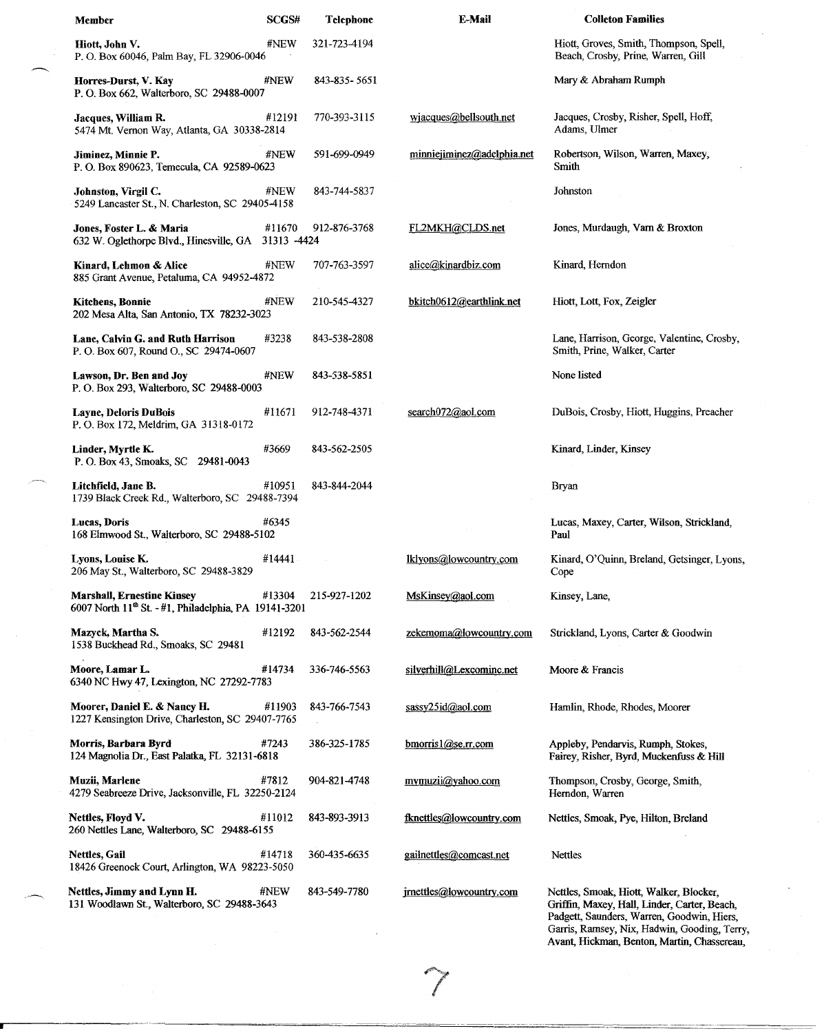| Member | SCGS# | Telephone | E-Mail | Colleton Families |
|---|---|---|---|---|
| **Hiott, John V.** P. O. Box 60046, Palm Bay, FL 32906-0046 | #NEW | 321-723-4194 | | Hiott, Groves, Smith, Thompson, Spell, Beach, Crosby, Prine, Warren, Gill |
| **Horres-Durst, V. Kay** P. O. Box 662, Walterboro, SC 29488-0007 | #NEW | 843-835- 5651 | | Mary & Abraham Rumph |
| **Jacques, William R.** 5474 Mt. Vernon Way, Atlanta, GA 30338-2814 | #12191 | 770-393-3115 | wjacques@bellsouth.net | Jacques, Crosby, Risher, Spell, Hoff, Adams, Ulmer |
| **Jiminez, Minnie P.** P. O. Box 890623, Temecula, CA 92589-0623 | #NEW | 591-699-0949 | minniejiminez@adelphia.net | Robertson, Wilson, Warren, Maxey, Smith |
| **Johnston, Virgil C.** 5249 Lancaster St., N. Charleston, SC 29405-4158 | #NEW | 843-744-5837 | | Johnston |
| **Jones, Foster L. & Maria** 632 W. Oglethorpe Blvd., Hinesville, GA 31313 -4424 | #11670 | 912-876-3768 | FL2MKH@CLDS.net | Jones, Murdaugh, Varn & Broxton |
| **Kinard, Lehmon & Alice** 885 Grant Avenue, Petaluma, CA 94952-4872 | #NEW | 707-763-3597 | alice@kinardbiz.com | Kinard, Herndon |
| **Kitchens, Bonnie** 202 Mesa Alta, San Antonio, TX 78232-3023 | #NEW | 210-545-4327 | bkitch0612@earthlink.net | Hiott, Lott, Fox, Zeigler |
| **Lane, Calvin G. and Ruth Harrison** P. O. Box 607, Round O., SC 29474-0607 | #3238 | 843-538-2808 | | Lane, Harrison, George, Valentine, Crosby, Smith, Prine, Walker, Carter |
| **Lawson, Dr. Ben and Joy** P. O. Box 293, Walterboro, SC 29488-0003 | #NEW | 843-538-5851 | | None listed |
| **Layne, Deloris DuBois** P. O. Box 172, Meldrim, GA 31318-0172 | #11671 | 912-748-4371 | search072@aol.com | DuBois, Crosby, Hiott, Huggins, Preacher |
| **Linder, Myrtle K.** P. O. Box 43, Smoaks, SC 29481-0043 | #3669 | 843-562-2505 | | Kinard, Linder, Kinsey |
| **Litchfield, Jane B.** 1739 Black Creek Rd., Walterboro, SC 29488-7394 | #10951 | 843-844-2044 | | Bryan |
| **Lucas, Doris** 168 Elmwood St., Walterboro, SC 29488-5102 | #6345 | | | Lucas, Maxey, Carter, Wilson, Strickland, Paul |
| **Lyons, Louise K.** 206 May St., Walterboro, SC 29488-3829 | #14441 | | lklyons@lowcountry.com | Kinard, O'Quinn, Breland, Getsinger, Lyons, Cope |
| **Marshall, Ernestine Kinsey** 6007 North 11th St. - #1, Philadelphia, PA 19141-3201 | #13304 | 215-927-1202 | MsKinsey@aol.com | Kinsey, Lane, |
| **Mazyck, Martha S.** 1538 Buckhead Rd., Smoaks, SC 29481 | #12192 | 843-562-2544 | zekemoma@lowcountry.com | Strickland, Lyons, Carter & Goodwin |
| **Moore, Lamar L.** 6340 NC Hwy 47, Lexington, NC 27292-7783 | #14734 | 336-746-5563 | silverhill@Lexcominc.net | Moore & Francis |
| **Moorer, Daniel E. & Nancy H.** 1227 Kensington Drive, Charleston, SC 29407-7765 | #11903 | 843-766-7543 | sassy25id@aol.com | Hamlin, Rhode, Rhodes, Moorer |
| **Morris, Barbara Byrd** 124 Magnolia Dr., East Palatka, FL 32131-6818 | #7243 | 386-325-1785 | bmorris1@se.rr.com | Appleby, Pendarvis, Rumph, Stokes, Fairey, Risher, Byrd, Muckenfuss & Hill |
| **Muzii, Marlene** 4279 Seabreeze Drive, Jacksonville, FL 32250-2124 | #7812 | 904-821-4748 | mvmuzii@yahoo.com | Thompson, Crosby, George, Smith, Herndon, Warren |
| **Nettles, Floyd V.** 260 Nettles Lane, Walterboro, SC 29488-6155 | #11012 | 843-893-3913 | fknettles@lowcountry.com | Nettles, Smoak, Pye, Hilton, Breland |
| **Nettles, Gail** 18426 Greenock Court, Arlington, WA 98223-5050 | #14718 | 360-435-6635 | gailnettles@comcast.net | Nettles |
| **Nettles, Jimmy and Lynn H.** 131 Woodlawn St., Walterboro, SC 29488-3643 | #NEW | 843-549-7780 | jrnettles@lowcountry.com | Nettles, Smoak, Hiott, Walker, Blocker, Griffin, Maxey, Hall, Linder, Carter, Beach, Padgett, Saunders, Warren, Goodwin, Hiers, Garris, Ramsey, Nix, Hadwin, Gooding, Terry, Avant, Hickman, Benton, Martin, Chassereau, |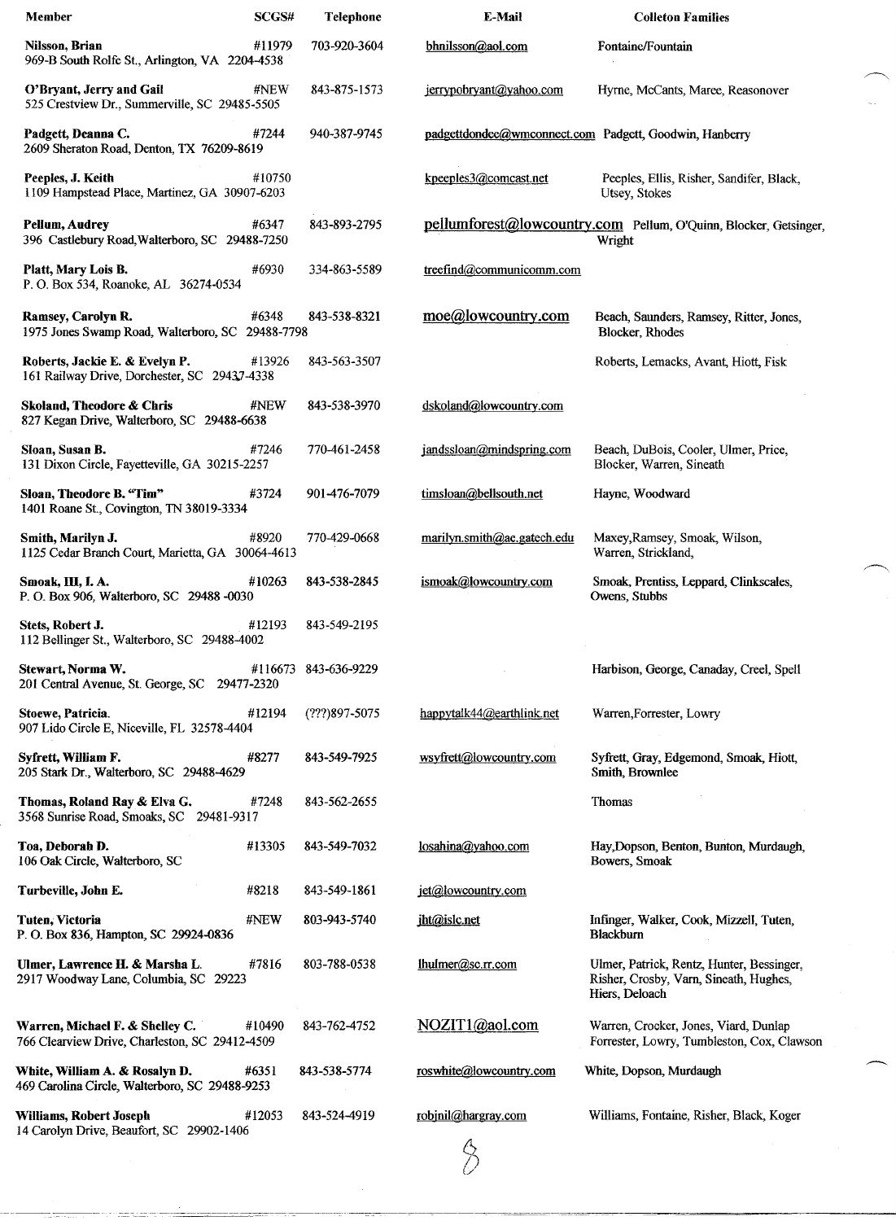| Member | SCGS# | Telephone | E-Mail | Colleton Families |
|---|---|---|---|---|
| **Nilsson, Brian**<br>969-B South Rolfe St., Arlington, VA 2204-4538 | #11979 | 703-920-3604 | bhnilsson@aol.com | Fontaine/Fountain |
| **O'Bryant, Jerry and Gail**<br>525 Crestview Dr., Summerville, SC 29485-5505 | #NEW | 843-875-1573 | jerrypobryant@yahoo.com | Hyrne, McCants, Maree, Reasonover |
| **Padgett, Deanna C.**<br>2609 Sheraton Road, Denton, TX 76209-8619 | #7244 | 940-387-9745 | padgettdondee@wmconnect.com | Padgett, Goodwin, Hanberry |
| **Peeples, J. Keith**<br>1109 Hampstead Place, Martinez, GA 30907-6203 | #10750 | | kpeeples3@comcast.net | Peeples, Ellis, Risher, Sandifer, Black, Utsey, Stokes |
| **Pellum, Audrey**<br>396 Castlebury Road,Walterboro, SC 29488-7250 | #6347 | 843-893-2795 | pellumforest@lowcountry.com | Pellum, O'Quinn, Blocker, Getsinger, Wright |
| **Platt, Mary Lois B.**<br>P. O. Box 534, Roanoke, AL 36274-0534 | #6930 | 334-863-5589 | treefind@communicomm.com | |
| **Ramsey, Carolyn R.**<br>1975 Jones Swamp Road, Walterboro, SC 29488-7798 | #6348 | 843-538-8321 | moe@lowcountry.com | Beach, Saunders, Ramsey, Ritter, Jones, Blocker, Rhodes |
| **Roberts, Jackie E. & Evelyn P.**<br>161 Railway Drive, Dorchester, SC 29437-4338 | #13926 | 843-563-3507 | | Roberts, Lemacks, Avant, Hiott, Fisk |
| **Skoland, Theodore & Chris**<br>827 Kegan Drive, Walterboro, SC 29488-6638 | #NEW | 843-538-3970 | dskoland@lowcountry.com | |
| **Sloan, Susan B.**<br>131 Dixon Circle, Fayetteville, GA 30215-2257 | #7246 | 770-461-2458 | jandssloan@mindspring.com | Beach, DuBois, Cooler, Ulmer, Price, Blocker, Warren, Sineath |
| **Sloan, Theodore B. "Tim"**<br>1401 Roane St., Covington, TN 38019-3334 | #3724 | 901-476-7079 | timsloan@bellsouth.net | Hayne, Woodward |
| **Smith, Marilyn J.**<br>1125 Cedar Branch Court, Marietta, GA 30064-4613 | #8920 | 770-429-0668 | marilyn.smith@ae.gatech.edu | Maxey,Ramsey, Smoak, Wilson, Warren, Strickland, |
| **Smoak, III, I. A.**<br>P. O. Box 906, Walterboro, SC 29488 -0030 | #10263 | 843-538-2845 | ismoak@lowcountry.com | Smoak, Prentiss, Leppard, Clinkscales, Owens, Stubbs |
| **Stets, Robert J.**<br>112 Bellinger St., Walterboro, SC 29488-4002 | #12193 | 843-549-2195 | | |
| **Stewart, Norma W.**<br>201 Central Avenue, St. George, SC 29477-2320 | #116673 | 843-636-9229 | | Harbison, George, Canaday, Creel, Spell |
| **Stoewe, Patricia.**<br>907 Lido Circle E, Niceville, FL 32578-4404 | #12194 | (???)897-5075 | happytalk44@earthlink.net | Warren,Forrester, Lowry |
| **Syfrett, William F.**<br>205 Stark Dr., Walterboro, SC 29488-4629 | #8277 | 843-549-7925 | wsyfrett@lowcountry.com | Syfrett, Gray, Edgemond, Smoak, Hiott, Smith, Brownlee |
| **Thomas, Roland Ray & Elva G.**<br>3568 Sunrise Road, Smoaks, SC 29481-9317 | #7248 | 843-562-2655 | | Thomas |
| **Toa, Deborah D.**<br>106 Oak Circle, Walterboro, SC | #13305 | 843-549-7032 | losahina@yahoo.com | Hay,Dopson, Benton, Bunton, Murdaugh, Bowers, Smoak |
| **Turbeville, John E.** | #8218 | 843-549-1861 | jet@lowcountry.com | |
| **Tuten, Victoria**<br>P. O. Box 836, Hampton, SC 29924-0836 | #NEW | 803-943-5740 | jht@islc.net | Infinger, Walker, Cook, Mizzell, Tuten, Blackburn |
| **Ulmer, Lawrence H. & Marsha L.**<br>2917 Woodway Lane, Columbia, SC 29223 | #7816 | 803-788-0538 | lhulmer@sc.rr.com | Ulmer, Patrick, Rentz, Hunter, Bessinger, Risher, Crosby, Varn, Sineath, Hughes, Hiers, Deloach |
| **Warren, Michael F. & Shelley C.**<br>766 Clearview Drive, Charleston, SC 29412-4509 | #10490 | 843-762-4752 | NOZIT1@aol.com | Warren, Crocker, Jones, Viard, Dunlap Forrester, Lowry, Tumbleston, Cox, Clawson |
| **White, William A. & Rosalyn D.**<br>469 Carolina Circle, Walterboro, SC 29488-9253 | #6351 | 843-538-5774 | roswhite@lowcountry.com | White, Dopson, Murdaugh |
| **Williams, Robert Joseph**<br>14 Carolyn Drive, Beaufort, SC 29902-1406 | #12053 | 843-524-4919 | robjnil@hargray.com | Williams, Fontaine, Risher, Black, Koger |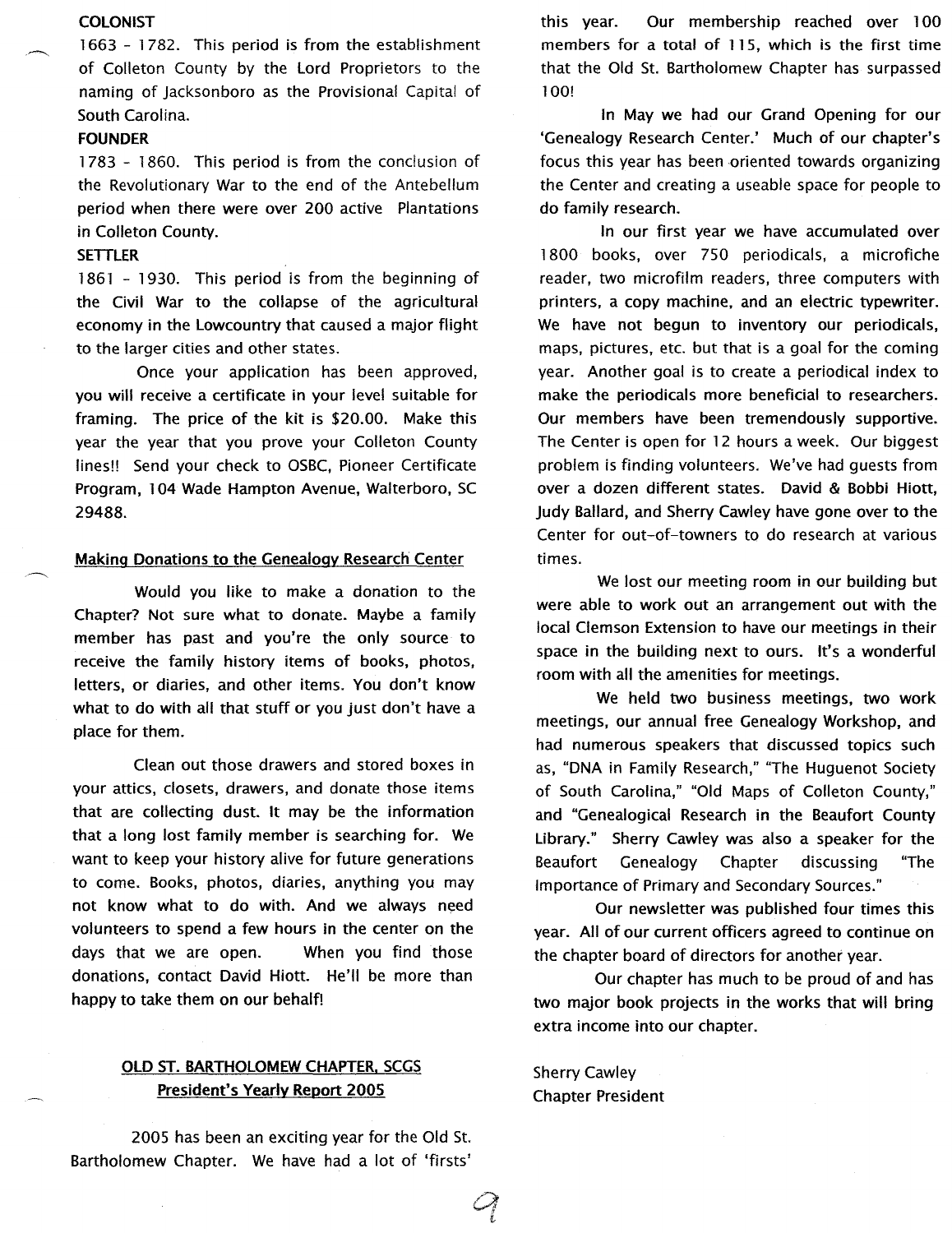**COLONIST**

1663 - 1782. This period is from the establishment of Colleton County by the Lord Proprietors to the naming of Jacksonboro as the Provisional Capital of South Carolina.

**FOUNDER**

1783 - 1860. This period is from the conclusion of the Revolutionary War to the end of the Antebellum period when there were over 200 active Plantations in Colleton County.

**SETTLER**

1861 - 1930. This period is from the beginning of the Civil War to the collapse of the agricultural economy in the Lowcountry that caused a major flight to the larger cities and other states.

Once your application has been approved, you will receive a certificate in your level suitable for framing. The price of the kit is $20.00. Make this year the year that you prove your Colleton County lines!! Send your check to OSBC, Pioneer Certificate Program, 104 Wade Hampton Avenue, Walterboro, SC 29488.

## Making Donations to the Genealogy Research Center

Would you like to make a donation to the Chapter? Not sure what to donate. Maybe a family member has past and you're the only source to receive the family history items of books, photos, letters, or diaries, and other items. You don't know what to do with all that stuff or you just don't have a place for them.

Clean out those drawers and stored boxes in your attics, closets, drawers, and donate those items that are collecting dust. It may be the information that a long lost family member is searching for. We want to keep your history alive for future generations to come. Books, photos, diaries, anything you may not know what to do with. And we always need volunteers to spend a few hours in the center on the days that we are open. When you find those donations, contact David Hiott. He'll be more than happy to take them on our behalf!

## OLD ST. BARTHOLOMEW CHAPTER, SCGS
## President's Yearly Report 2005

2005 has been an exciting year for the Old St. Bartholomew Chapter. We have had a lot of 'firsts' this year. Our membership reached over 100 members for a total of 115, which is the first time that the Old St. Bartholomew Chapter has surpassed 100!

In May we had our Grand Opening for our 'Genealogy Research Center.' Much of our chapter's focus this year has been oriented towards organizing the Center and creating a useable space for people to do family research.

In our first year we have accumulated over 1800 books, over 750 periodicals, a microfiche reader, two microfilm readers, three computers with printers, a copy machine, and an electric typewriter. We have not begun to inventory our periodicals, maps, pictures, etc. but that is a goal for the coming year. Another goal is to create a periodical index to make the periodicals more beneficial to researchers. Our members have been tremendously supportive. The Center is open for 12 hours a week. Our biggest problem is finding volunteers. We've had guests from over a dozen different states. David & Bobbi Hiott, Judy Ballard, and Sherry Cawley have gone over to the Center for out-of-towners to do research at various times.

We lost our meeting room in our building but were able to work out an arrangement out with the local Clemson Extension to have our meetings in their space in the building next to ours. It's a wonderful room with all the amenities for meetings.

We held two business meetings, two work meetings, our annual free Genealogy Workshop, and had numerous speakers that discussed topics such as, "DNA in Family Research," "The Huguenot Society of South Carolina," "Old Maps of Colleton County," and "Genealogical Research in the Beaufort County Library." Sherry Cawley was also a speaker for the Beaufort Genealogy Chapter discussing "The Importance of Primary and Secondary Sources."

Our newsletter was published four times this year. All of our current officers agreed to continue on the chapter board of directors for another year.

Our chapter has much to be proud of and has two major book projects in the works that will bring extra income into our chapter.

Sherry Cawley
Chapter President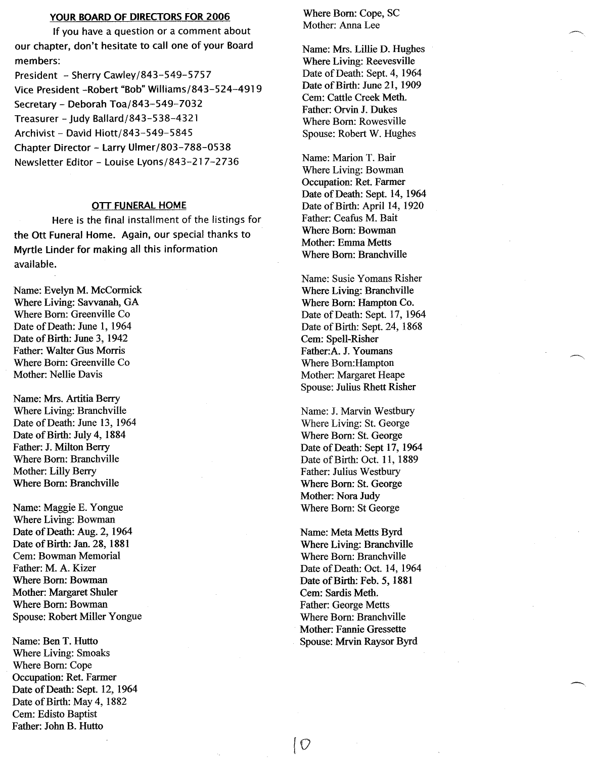## YOUR BOARD OF DIRECTORS FOR 2006

If you have a question or a comment about our chapter, don't hesitate to call one of your Board members:

President - Sherry Cawley/843-549-5757
Vice President -Robert "Bob" Williams/843-524-4919
Secretary - Deborah Toa/843-549-7032
Treasurer - Judy Ballard/843-538-4321
Archivist - David Hiott/843-549-5845
Chapter Director - Larry Ulmer/803-788-0538
Newsletter Editor - Louise Lyons/843-217-2736

## OTT FUNERAL HOME

Here is the final installment of the listings for the Ott Funeral Home. Again, our special thanks to Myrtle Linder for making all this information available.

Name: Evelyn M. McCormick
Where Living: Savvanah, GA
Where Born: Greenville Co
Date of Death: June 1, 1964
Date of Birth: June 3, 1942
Father: Walter Gus Morris
Where Born: Greenville Co
Mother: Nellie Davis

Name: Mrs. Artitia Berry
Where Living: Branchville
Date of Death: June 13, 1964
Date of Birth: July 4, 1884
Father: J. Milton Berry
Where Born: Branchville
Mother: Lilly Berry
Where Born: Branchville

Name: Maggie E. Yongue
Where Living: Bowman
Date of Death: Aug. 2, 1964
Date of Birth: Jan. 28, 1881
Cem: Bowman Memorial
Father: M. A. Kizer
Where Born: Bowman
Mother: Margaret Shuler
Where Born: Bowman
Spouse: Robert Miller Yongue

Name: Ben T. Hutto
Where Living: Smoaks
Where Born: Cope
Occupation: Ret. Farmer
Date of Death: Sept. 12, 1964
Date of Birth: May 4, 1882
Cem: Edisto Baptist
Father: John B. Hutto
Where Born: Cope, SC
Mother: Anna Lee

Name: Mrs. Lillie D. Hughes
Where Living: Reevesville
Date of Death: Sept. 4, 1964
Date of Birth: June 21, 1909
Cem: Cattle Creek Meth.
Father: Orvin J. Dukes
Where Born: Rowesville
Spouse: Robert W. Hughes

Name: Marion T. Bair
Where Living: Bowman
Occupation: Ret. Farmer
Date of Death: Sept. 14, 1964
Date of Birth: April 14, 1920
Father: Ceafus M. Bait
Where Born: Bowman
Mother: Emma Metts
Where Born: Branchville

Name: Susie Yomans Risher
Where Living: Branchville
Where Born: Hampton Co.
Date of Death: Sept. 17, 1964
Date of Birth: Sept. 24, 1868
Cem: Spell-Risher
Father:A. J. Youmans
Where Born:Hampton
Mother: Margaret Heape
Spouse: Julius Rhett Risher

Name: J. Marvin Westbury
Where Living: St. George
Where Born: St. George
Date of Death: Sept 17, 1964
Date of Birth: Oct. 11, 1889
Father: Julius Westbury
Where Born: St. George
Mother: Nora Judy
Where Born: St George

Name: Meta Metts Byrd
Where Living: Branchville
Where Born: Branchville
Date of Death: Oct. 14, 1964
Date of Birth: Feb. 5, 1881
Cem: Sardis Meth.
Father: George Metts
Where Born: Branchville
Mother: Fannie Gressette
Spouse: Mrvin Raysor Byrd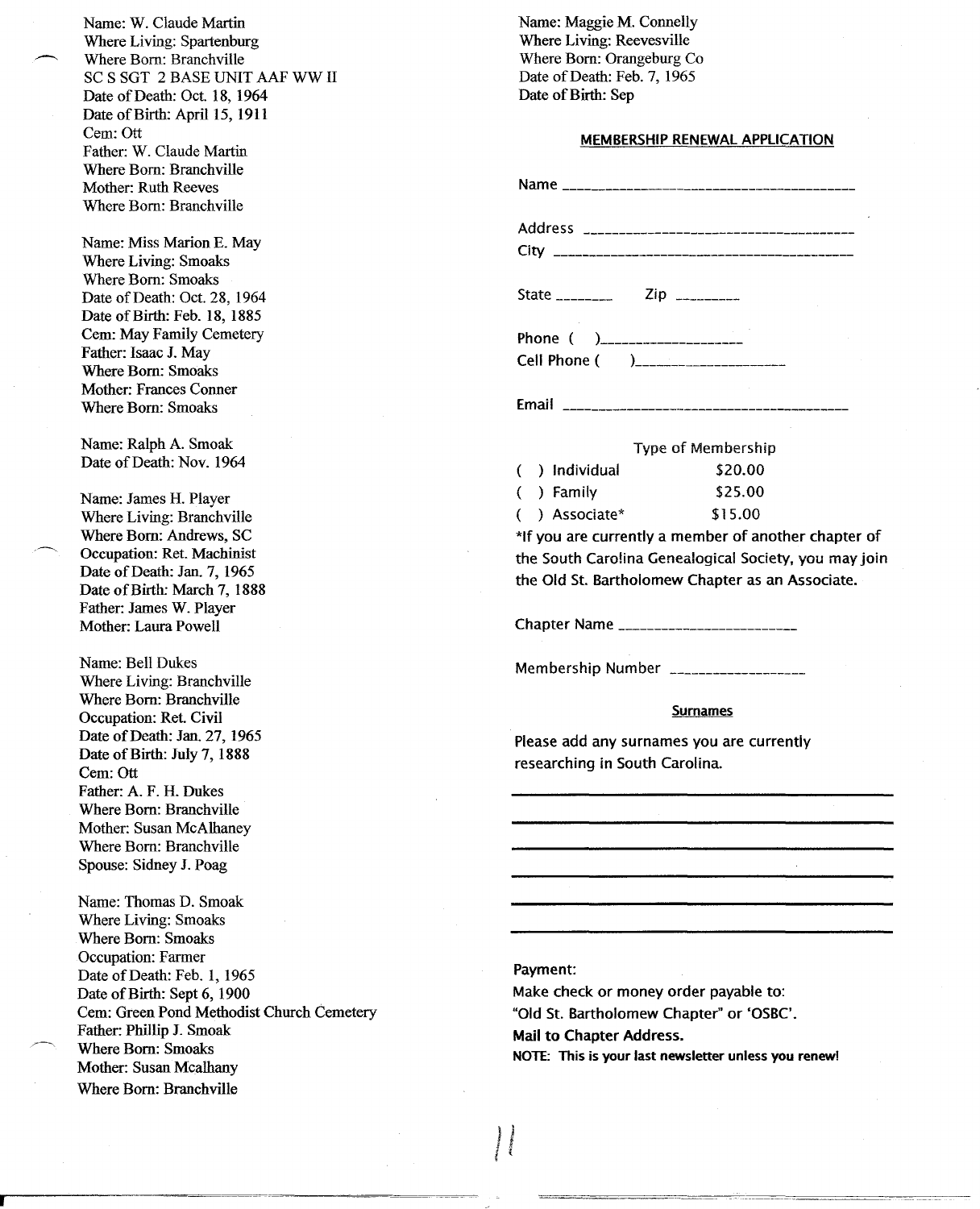Name: W. Claude Martin
Where Living: Spartenburg
Where Born: Branchville
SC S SGT 2 BASE UNIT AAF WW II
Date of Death: Oct. 18, 1964
Date of Birth: April 15, 1911
Cem: Ott
Father: W. Claude Martin
Where Born: Branchville
Mother: Ruth Reeves
Where Born: Branchville

Name: Miss Marion E. May
Where Living: Smoaks
Where Born: Smoaks
Date of Death: Oct. 28, 1964
Date of Birth: Feb. 18, 1885
Cem: May Family Cemetery
Father: Isaac J. May
Where Born: Smoaks
Mother: Frances Conner
Where Born: Smoaks

Name: Ralph A. Smoak
Date of Death: Nov. 1964

Name: James H. Player
Where Living: Branchville
Where Born: Andrews, SC
Occupation: Ret. Machinist
Date of Death: Jan. 7, 1965
Date of Birth: March 7, 1888
Father: James W. Player
Mother: Laura Powell

Name: Bell Dukes
Where Living: Branchville
Where Born: Branchville
Occupation: Ret. Civil
Date of Death: Jan. 27, 1965
Date of Birth: July 7, 1888
Cem: Ott
Father: A. F. H. Dukes
Where Born: Branchville
Mother: Susan McAlhaney
Where Born: Branchville
Spouse: Sidney J. Poag

Name: Thomas D. Smoak
Where Living: Smoaks
Where Born: Smoaks
Occupation: Farmer
Date of Death: Feb. 1, 1965
Date of Birth: Sept 6, 1900
Cem: Green Pond Methodist Church Cemetery
Father: Phillip J. Smoak
Where Born: Smoaks
Mother: Susan Mcalhany
Where Born: Branchville

Name: Maggie M. Connelly
Where Living: Reevesville
Where Born: Orangeburg Co
Date of Death: Feb. 7, 1965
Date of Birth: Sep

## MEMBERSHIP RENEWAL APPLICATION

Name ______________________________________

Address ____________________________________
City _______________________________________

State _______ Zip ________

Phone ( )__________________
Cell Phone ( )__________________

Email ______________________________________

Type of Membership

( ) Individual $20.00
( ) Family $25.00
( ) Associate* $15.00

*If you are currently a member of another chapter of the South Carolina Genealogical Society, you may join the Old St. Bartholomew Chapter as an Associate.

Chapter Name ______________________

Membership Number ________________

### Surnames

Please add any surnames you are currently researching in South Carolina.

______________________________________

______________________________________

______________________________________

______________________________________

______________________________________

______________________________________

Payment:
Make check or money order payable to:
"Old St. Bartholomew Chapter" or 'OSBC'.
**Mail to Chapter Address.**
**NOTE: This is your last newsletter unless you renew!**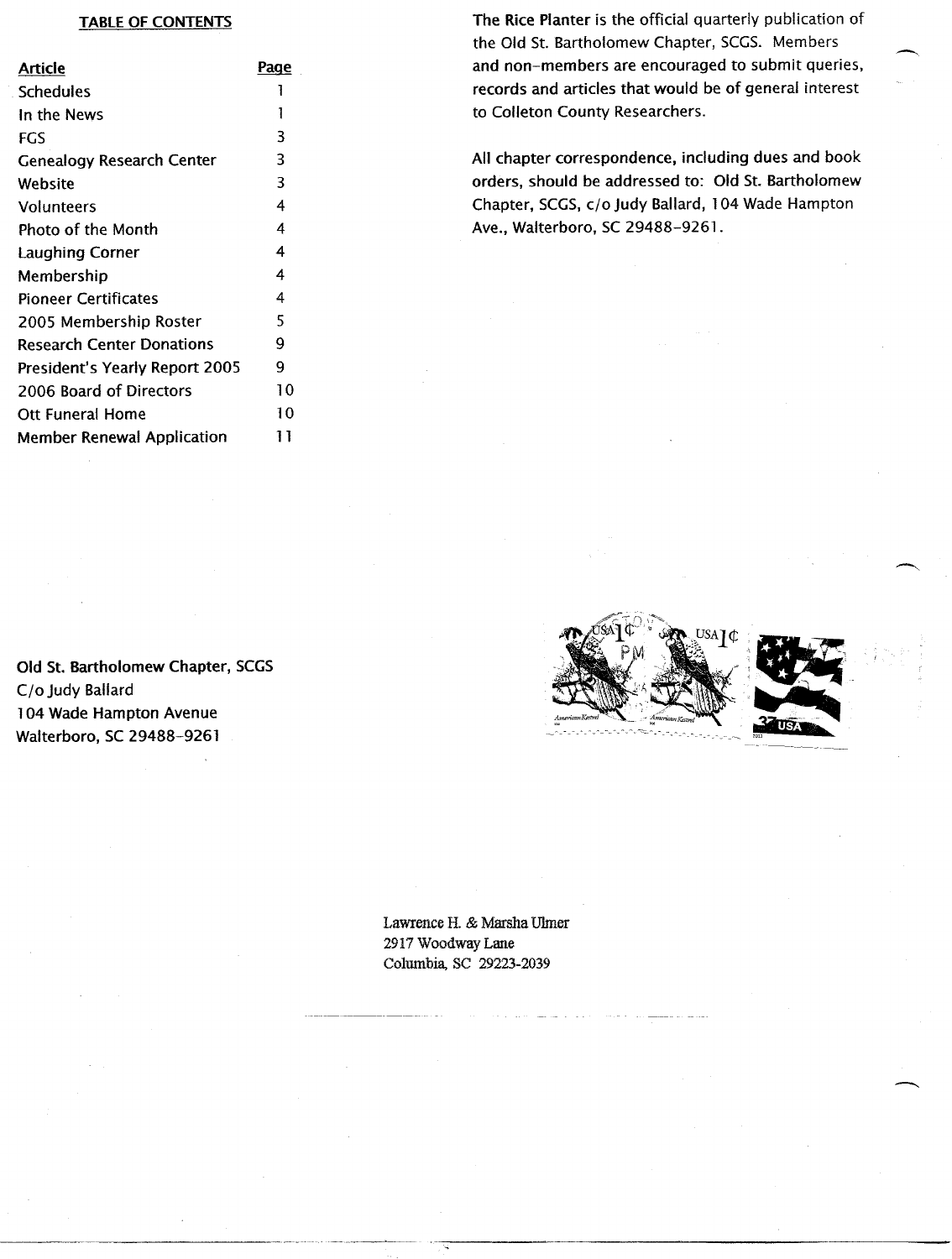**TABLE OF CONTENTS**

| Article | Page |
|---|---|
| Schedules | 1 |
| In the News | 1 |
| FGS | 3 |
| Genealogy Research Center | 3 |
| Website | 3 |
| Volunteers | 4 |
| Photo of the Month | 4 |
| Laughing Corner | 4 |
| Membership | 4 |
| Pioneer Certificates | 4 |
| 2005 Membership Roster | 5 |
| Research Center Donations | 9 |
| President's Yearly Report 2005 | 9 |
| 2006 Board of Directors | 10 |
| Ott Funeral Home | 10 |
| Member Renewal Application | 11 |

**The Rice Planter** is the official quarterly publication of the Old St. Bartholomew Chapter, SCGS. Members and non-members are encouraged to submit queries, records and articles that would be of general interest to Colleton County Researchers.

All chapter correspondence, including dues and book orders, should be addressed to: Old St. Bartholomew Chapter, SCGS, c/o Judy Ballard, 104 Wade Hampton Ave., Walterboro, SC 29488-9261.

Old St. Bartholomew Chapter, SCGS
C/o Judy Ballard
104 Wade Hampton Avenue
Walterboro, SC 29488-9261

Lawrence H. & Marsha Ulmer
2917 Woodway Lane
Columbia, SC 29223-2039